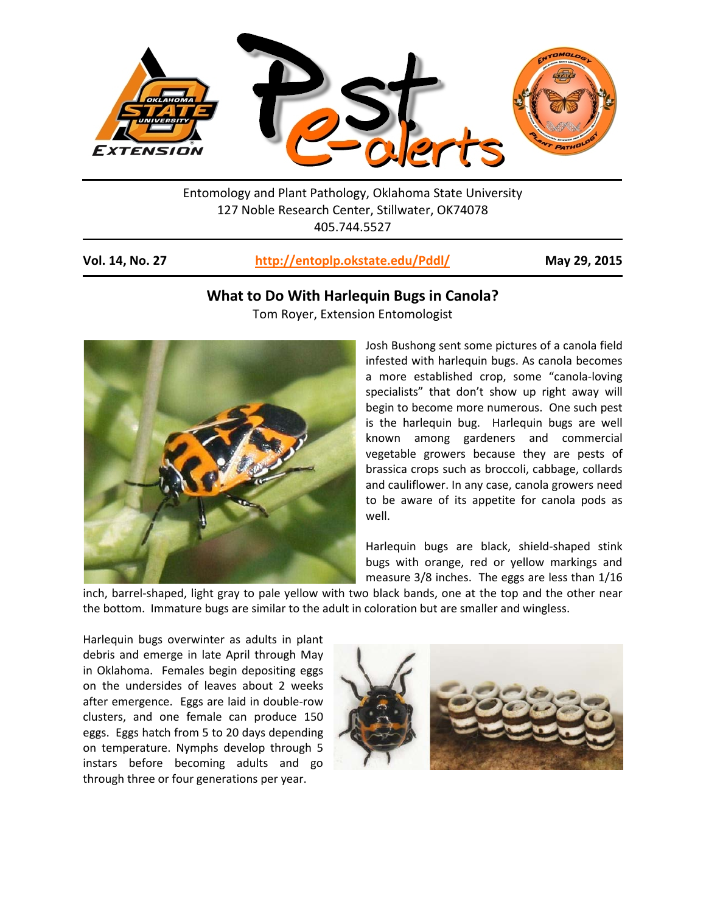Entomology and Plant Pathology, Oklahoma State University
127 Noble Research Center, Stillwater, OK74078
405.744.5527

**Vol. 14, No. 27** **http://entoplp.okstate.edu/Pddl/** **May 29, 2015**

## What to Do With Harlequin Bugs in Canola?

Tom Royer, Extension Entomologist

Josh Bushong sent some pictures of a canola field infested with harlequin bugs. As canola becomes a more established crop, some "canola-loving specialists" that don't show up right away will begin to become more numerous. One such pest is the harlequin bug. Harlequin bugs are well known among gardeners and commercial vegetable growers because they are pests of brassica crops such as broccoli, cabbage, collards and cauliflower. In any case, canola growers need to be aware of its appetite for canola pods as well.

Harlequin bugs are black, shield-shaped stink bugs with orange, red or yellow markings and measure 3/8 inches. The eggs are less than 1/16 inch, barrel-shaped, light gray to pale yellow with two black bands, one at the top and the other near the bottom. Immature bugs are similar to the adult in coloration but are smaller and wingless.

Harlequin bugs overwinter as adults in plant debris and emerge in late April through May in Oklahoma. Females begin depositing eggs on the undersides of leaves about 2 weeks after emergence. Eggs are laid in double-row clusters, and one female can produce 150 eggs. Eggs hatch from 5 to 20 days depending on temperature. Nymphs develop through 5 instars before becoming adults and go through three or four generations per year.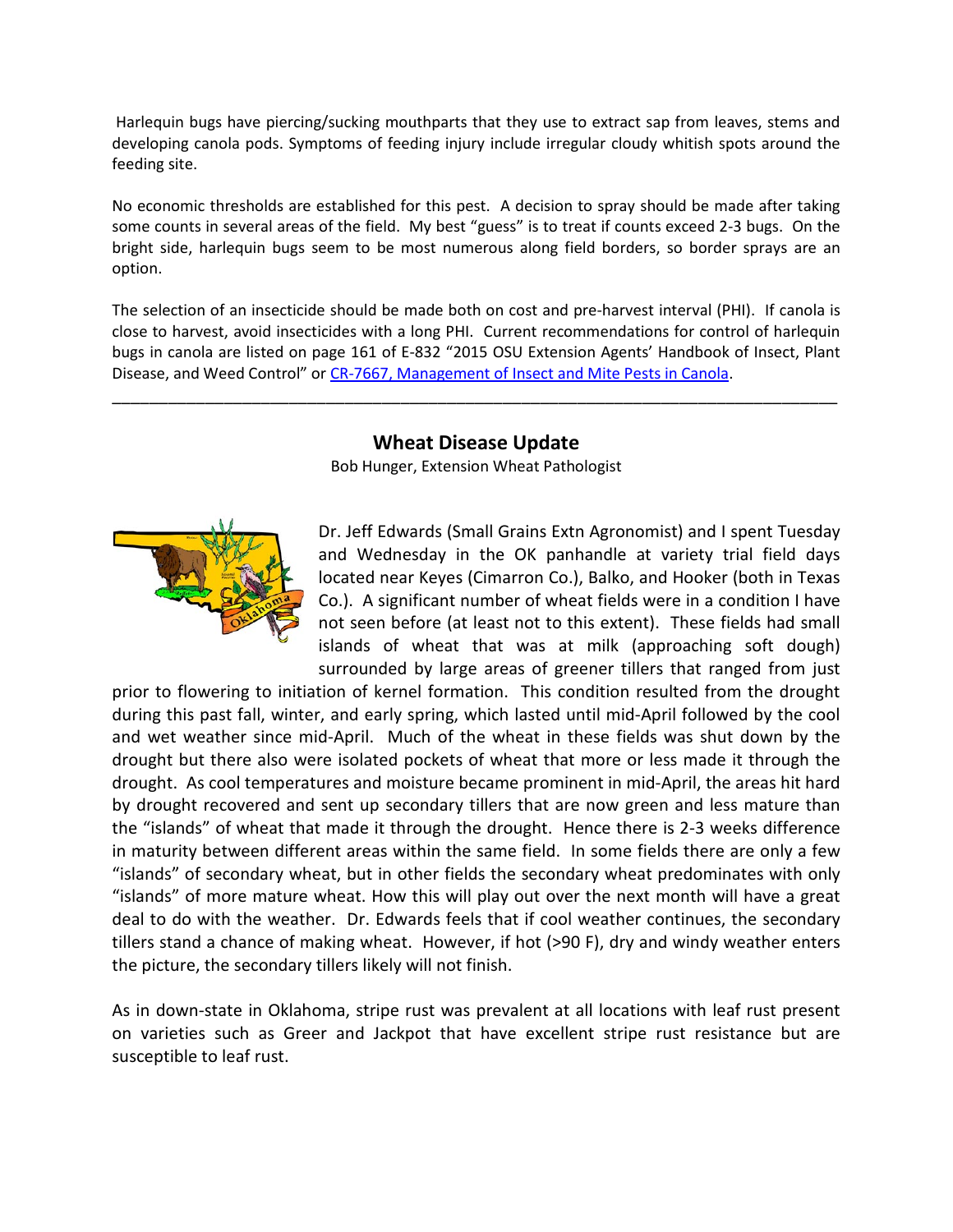Harlequin bugs have piercing/sucking mouthparts that they use to extract sap from leaves, stems and developing canola pods. Symptoms of feeding injury include irregular cloudy whitish spots around the feeding site.

No economic thresholds are established for this pest. A decision to spray should be made after taking some counts in several areas of the field. My best "guess" is to treat if counts exceed 2-3 bugs. On the bright side, harlequin bugs seem to be most numerous along field borders, so border sprays are an option.

The selection of an insecticide should be made both on cost and pre-harvest interval (PHI). If canola is close to harvest, avoid insecticides with a long PHI. Current recommendations for control of harlequin bugs in canola are listed on page 161 of E-832 "2015 OSU Extension Agents' Handbook of Insect, Plant Disease, and Weed Control" or CR-7667, Management of Insect and Mite Pests in Canola.

---

## Wheat Disease Update

Bob Hunger, Extension Wheat Pathologist

Dr. Jeff Edwards (Small Grains Extn Agronomist) and I spent Tuesday and Wednesday in the OK panhandle at variety trial field days located near Keyes (Cimarron Co.), Balko, and Hooker (both in Texas Co.). A significant number of wheat fields were in a condition I have not seen before (at least not to this extent). These fields had small islands of wheat that was at milk (approaching soft dough) surrounded by large areas of greener tillers that ranged from just prior to flowering to initiation of kernel formation. This condition resulted from the drought during this past fall, winter, and early spring, which lasted until mid-April followed by the cool and wet weather since mid-April. Much of the wheat in these fields was shut down by the drought but there also were isolated pockets of wheat that more or less made it through the drought. As cool temperatures and moisture became prominent in mid-April, the areas hit hard by drought recovered and sent up secondary tillers that are now green and less mature than the "islands" of wheat that made it through the drought. Hence there is 2-3 weeks difference in maturity between different areas within the same field. In some fields there are only a few "islands" of secondary wheat, but in other fields the secondary wheat predominates with only "islands" of more mature wheat. How this will play out over the next month will have a great deal to do with the weather. Dr. Edwards feels that if cool weather continues, the secondary tillers stand a chance of making wheat. However, if hot (>90 F), dry and windy weather enters the picture, the secondary tillers likely will not finish.

As in down-state in Oklahoma, stripe rust was prevalent at all locations with leaf rust present on varieties such as Greer and Jackpot that have excellent stripe rust resistance but are susceptible to leaf rust.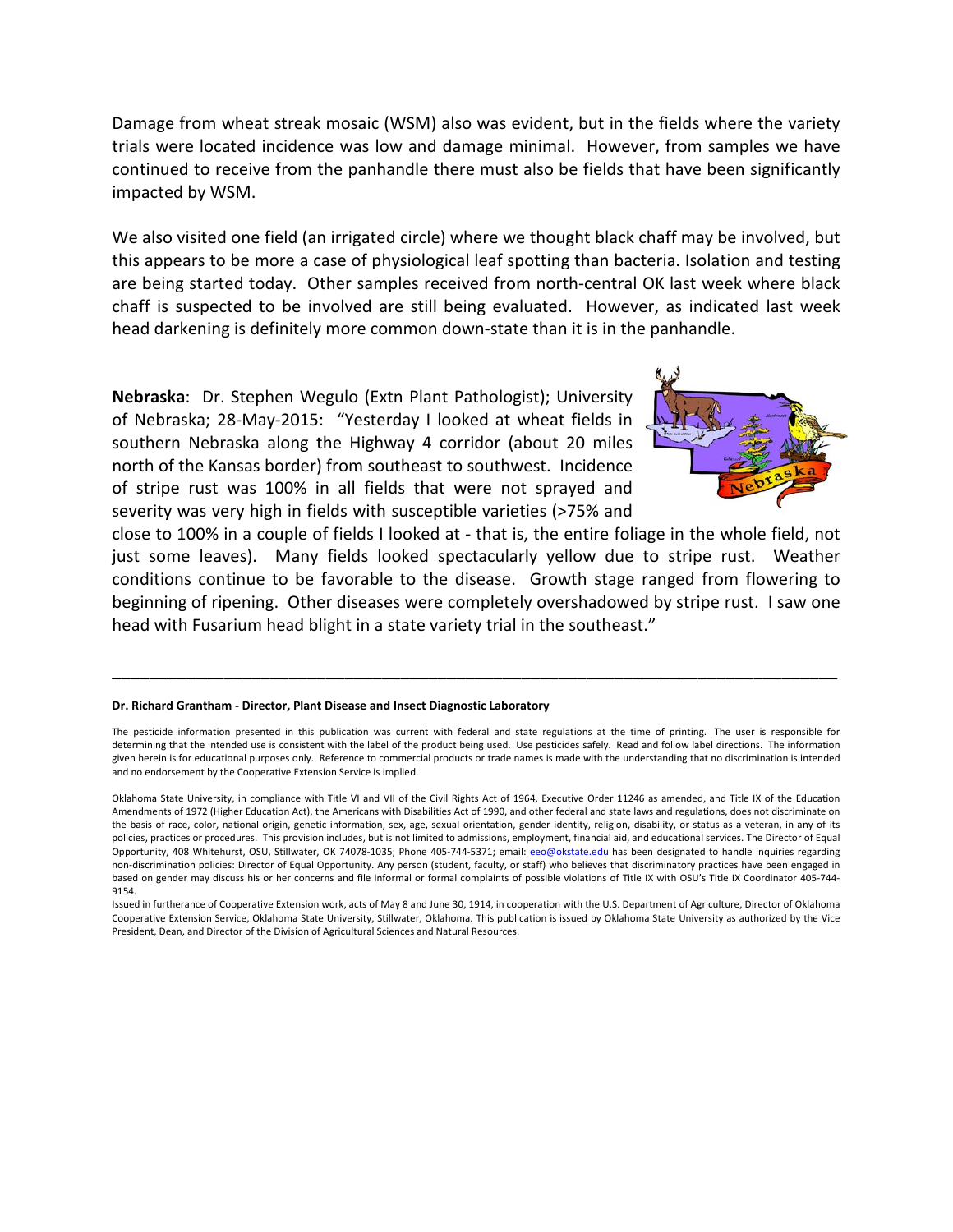Damage from wheat streak mosaic (WSM) also was evident, but in the fields where the variety trials were located incidence was low and damage minimal. However, from samples we have continued to receive from the panhandle there must also be fields that have been significantly impacted by WSM.

We also visited one field (an irrigated circle) where we thought black chaff may be involved, but this appears to be more a case of physiological leaf spotting than bacteria. Isolation and testing are being started today. Other samples received from north-central OK last week where black chaff is suspected to be involved are still being evaluated. However, as indicated last week head darkening is definitely more common down-state than it is in the panhandle.

**Nebraska**: Dr. Stephen Wegulo (Extn Plant Pathologist); University of Nebraska; 28-May-2015: "Yesterday I looked at wheat fields in southern Nebraska along the Highway 4 corridor (about 20 miles north of the Kansas border) from southeast to southwest. Incidence of stripe rust was 100% in all fields that were not sprayed and severity was very high in fields with susceptible varieties (>75% and close to 100% in a couple of fields I looked at - that is, the entire foliage in the whole field, not just some leaves). Many fields looked spectacularly yellow due to stripe rust. Weather conditions continue to be favorable to the disease. Growth stage ranged from flowering to beginning of ripening. Other diseases were completely overshadowed by stripe rust. I saw one head with Fusarium head blight in a state variety trial in the southeast."

---

**Dr. Richard Grantham - Director, Plant Disease and Insect Diagnostic Laboratory**

The pesticide information presented in this publication was current with federal and state regulations at the time of printing. The user is responsible for determining that the intended use is consistent with the label of the product being used. Use pesticides safely. Read and follow label directions. The information given herein is for educational purposes only. Reference to commercial products or trade names is made with the understanding that no discrimination is intended and no endorsement by the Cooperative Extension Service is implied.

Oklahoma State University, in compliance with Title VI and VII of the Civil Rights Act of 1964, Executive Order 11246 as amended, and Title IX of the Education Amendments of 1972 (Higher Education Act), the Americans with Disabilities Act of 1990, and other federal and state laws and regulations, does not discriminate on the basis of race, color, national origin, genetic information, sex, age, sexual orientation, gender identity, religion, disability, or status as a veteran, in any of its policies, practices or procedures. This provision includes, but is not limited to admissions, employment, financial aid, and educational services. The Director of Equal Opportunity, 408 Whitehurst, OSU, Stillwater, OK 74078-1035; Phone 405-744-5371; email: eeo@okstate.edu has been designated to handle inquiries regarding non-discrimination policies: Director of Equal Opportunity. Any person (student, faculty, or staff) who believes that discriminatory practices have been engaged in based on gender may discuss his or her concerns and file informal or formal complaints of possible violations of Title IX with OSU's Title IX Coordinator 405-744-9154.

Issued in furtherance of Cooperative Extension work, acts of May 8 and June 30, 1914, in cooperation with the U.S. Department of Agriculture, Director of Oklahoma Cooperative Extension Service, Oklahoma State University, Stillwater, Oklahoma. This publication is issued by Oklahoma State University as authorized by the Vice President, Dean, and Director of the Division of Agricultural Sciences and Natural Resources.